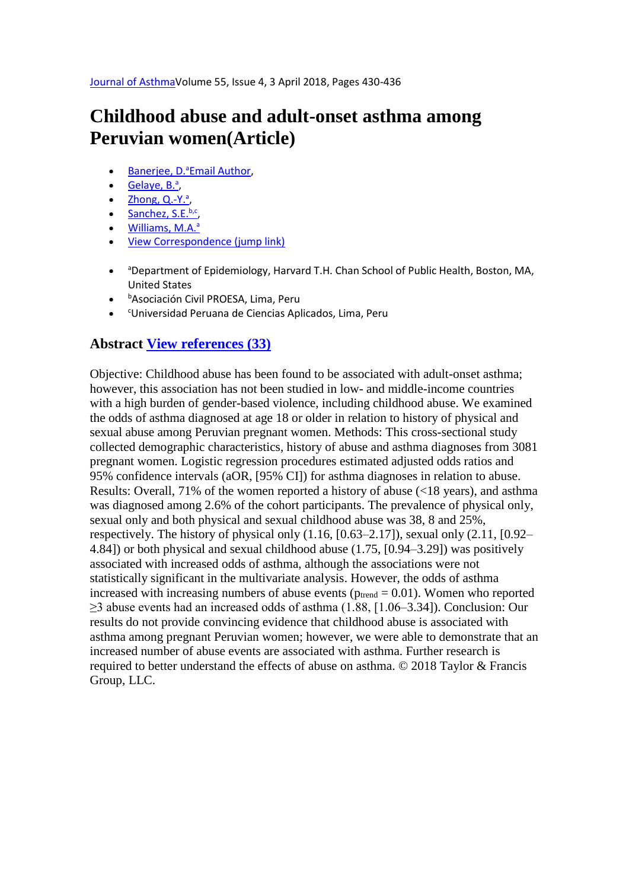Journal of AsthmaVolume 55, Issue 4, 3 April 2018, Pages 430-436

# Childhood abuse and adult-onset asthma among Peruvian women(Article)

- Banerjee, D.[a]Email Author,
- Gelaye, B.[a],
- Zhong, Q.-Y.[a],
- Sanchez, S.E.[b,c],
- Williams, M.A.[a]
- View Correspondence (jump link)

- [a]Department of Epidemiology, Harvard T.H. Chan School of Public Health, Boston, MA, United States
- [b]Asociación Civil PROESA, Lima, Peru
- [c]Universidad Peruana de Ciencias Aplicados, Lima, Peru

## Abstract View references (33)

Objective: Childhood abuse has been found to be associated with adult-onset asthma; however, this association has not been studied in low- and middle-income countries with a high burden of gender-based violence, including childhood abuse. We examined the odds of asthma diagnosed at age 18 or older in relation to history of physical and sexual abuse among Peruvian pregnant women. Methods: This cross-sectional study collected demographic characteristics, history of abuse and asthma diagnoses from 3081 pregnant women. Logistic regression procedures estimated adjusted odds ratios and 95% confidence intervals (aOR, [95% CI]) for asthma diagnoses in relation to abuse. Results: Overall, 71% of the women reported a history of abuse (<18 years), and asthma was diagnosed among 2.6% of the cohort participants. The prevalence of physical only, sexual only and both physical and sexual childhood abuse was 38, 8 and 25%, respectively. The history of physical only (1.16, [0.63–2.17]), sexual only (2.11, [0.92–4.84]) or both physical and sexual childhood abuse (1.75, [0.94–3.29]) was positively associated with increased odds of asthma, although the associations were not statistically significant in the multivariate analysis. However, the odds of asthma increased with increasing numbers of abuse events ($p_{trend} = 0.01$). Women who reported ≥3 abuse events had an increased odds of asthma (1.88, [1.06–3.34]). Conclusion: Our results do not provide convincing evidence that childhood abuse is associated with asthma among pregnant Peruvian women; however, we were able to demonstrate that an increased number of abuse events are associated with asthma. Further research is required to better understand the effects of abuse on asthma. © 2018 Taylor & Francis Group, LLC.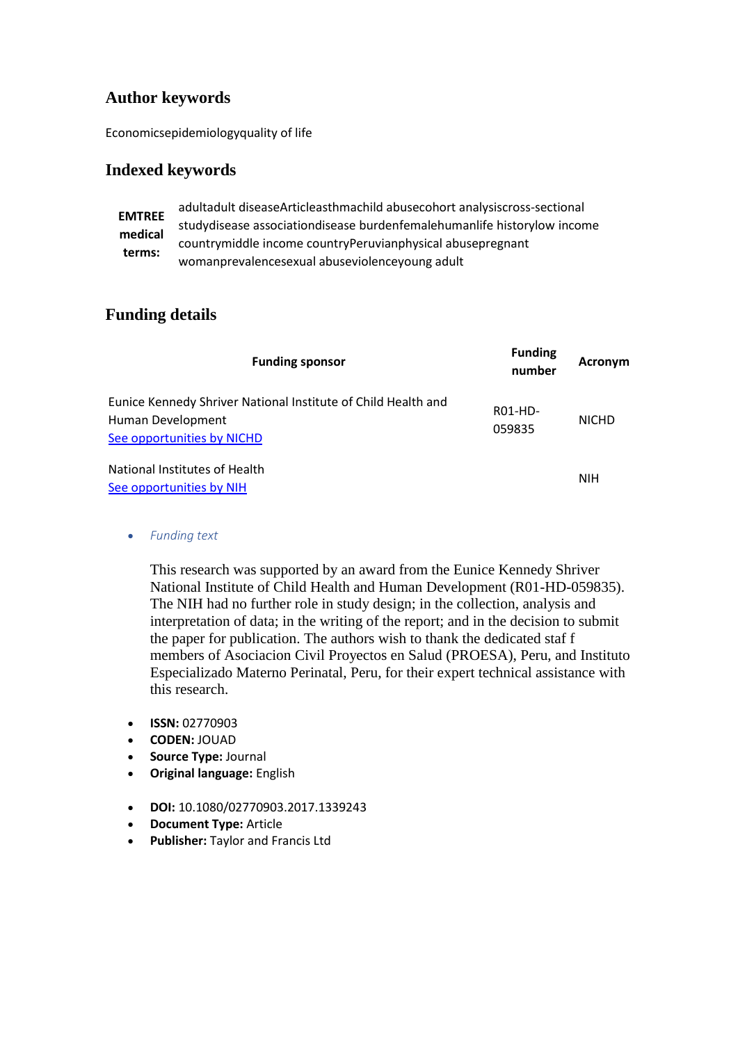## Author keywords

Economicsepidemiologyquality of life

## Indexed keywords

**EMTREE medical terms:** adultadult diseaseArticleasthmachild abusecohort analysiscross-sectional studydisease associationdisease burdenfemalehumanlife historylow income countrymiddle income countryPeruvianphysical abusepregnant womanprevalencesexual abuseviolenceyoung adult

## Funding details

| Funding sponsor | Funding number | Acronym |
|---|---|---|
| Eunice Kennedy Shriver National Institute of Child Health and Human Development<br>See opportunities by NICHD | R01-HD-059835 | NICHD |
| National Institutes of Health<br>See opportunities by NIH | | NIH |

- *Funding text*

  This research was supported by an award from the Eunice Kennedy Shriver National Institute of Child Health and Human Development (R01-HD-059835). The NIH had no further role in study design; in the collection, analysis and interpretation of data; in the writing of the report; and in the decision to submit the paper for publication. The authors wish to thank the dedicated staf f members of Asociacion Civil Proyectos en Salud (PROESA), Peru, and Instituto Especializado Materno Perinatal, Peru, for their expert technical assistance with this research.

- **ISSN:** 02770903
- **CODEN:** JOUAD
- **Source Type:** Journal
- **Original language:** English

- **DOI:** 10.1080/02770903.2017.1339243
- **Document Type:** Article
- **Publisher:** Taylor and Francis Ltd